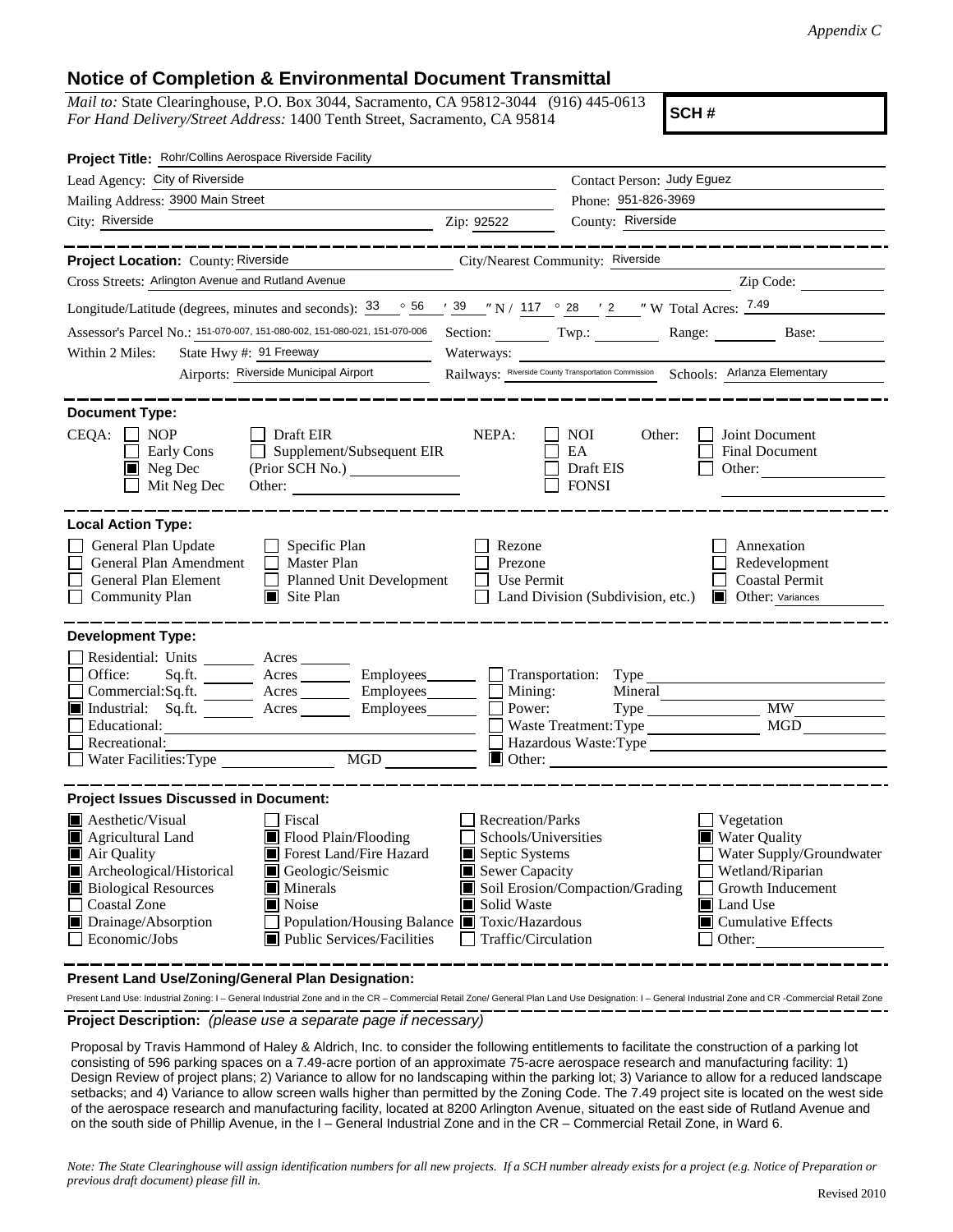*Appendix C*

## Notice of Completion & Environmental Document Transmittal

*Mail to:* State Clearinghouse, P.O. Box 3044, Sacramento, CA 95812-3044 (916) 445-0613
*For Hand Delivery/Street Address:* 1400 Tenth Street, Sacramento, CA 95814

**SCH #**

**Project Title:** Rohr/Collins Aerospace Riverside Facility

Lead Agency: City of Riverside — Contact Person: Judy Eguez
Mailing Address: 3900 Main Street — Phone: 951-826-3969
City: Riverside — Zip: 92522 — County: Riverside

---

**Project Location:** County: Riverside — City/Nearest Community: Riverside
Cross Streets: Arlington Avenue and Rutland Avenue — Zip Code:
Longitude/Latitude (degrees, minutes and seconds): 33 ° 56 ′ 39 ″ N / 117 ° 28 ′ 2 ″ W Total Acres: 7.49
Assessor's Parcel No.: 151-070-007, 151-080-002, 151-080-021, 151-070-006 — Section: — Twp.: — Range: — Base:
Within 2 Miles: State Hwy #: 91 Freeway — Waterways:
Airports: Riverside Municipal Airport — Railways: Riverside County Transportation Commission — Schools: Arlanza Elementary

---

**Document Type:**

CEQA: ☐ NOP ☐ Early Cons ☒ Neg Dec ☐ Mit Neg Dec ☐ Draft EIR ☐ Supplement/Subsequent EIR (Prior SCH No.) Other:
NEPA: ☐ NOI ☐ EA ☐ Draft EIS ☐ FONSI
Other: ☐ Joint Document ☐ Final Document ☐ Other:

---

**Local Action Type:**

☐ General Plan Update ☐ General Plan Amendment ☐ General Plan Element ☐ Community Plan ☐ Specific Plan ☐ Master Plan ☐ Planned Unit Development ☒ Site Plan ☐ Rezone ☐ Prezone ☐ Use Permit ☐ Land Division (Subdivision, etc.) ☐ Annexation ☐ Redevelopment ☐ Coastal Permit ☒ Other: Variances

---

**Development Type:**

☐ Residential: Units ___ Acres ___
☐ Office: Sq.ft. ___ Acres ___ Employees ___
☐ Commercial: Sq.ft. ___ Acres ___ Employees ___
☒ Industrial: Sq.ft. ___ Acres ___ Employees ___
☐ Educational:
☐ Recreational:
☐ Water Facilities: Type ___ MGD ___
☐ Transportation: Type
☐ Mining: Mineral
☐ Power: Type ___ MW
☐ Waste Treatment: Type ___ MGD
☐ Hazardous Waste: Type
☒ Other:

---

**Project Issues Discussed in Document:**

☒ Aesthetic/Visual ☒ Agricultural Land ☒ Air Quality ☒ Archeological/Historical ☒ Biological Resources ☐ Coastal Zone ☒ Drainage/Absorption ☐ Economic/Jobs ☐ Fiscal ☒ Flood Plain/Flooding ☒ Forest Land/Fire Hazard ☒ Geologic/Seismic ☒ Minerals ☒ Noise ☐ Population/Housing Balance ☒ Public Services/Facilities ☐ Recreation/Parks ☐ Schools/Universities ☒ Septic Systems ☒ Sewer Capacity ☒ Soil Erosion/Compaction/Grading ☒ Solid Waste ☒ Toxic/Hazardous ☐ Traffic/Circulation ☐ Vegetation ☒ Water Quality ☐ Water Supply/Groundwater ☐ Wetland/Riparian ☐ Growth Inducement ☒ Land Use ☒ Cumulative Effects ☐ Other:

---

**Present Land Use/Zoning/General Plan Designation:**

Present Land Use: Industrial Zoning: I – General Industrial Zone and in the CR – Commercial Retail Zone/ General Plan Land Use Designation: I – General Industrial Zone and CR -Commercial Retail Zone

**Project Description:** *(please use a separate page if necessary)*

Proposal by Travis Hammond of Haley & Aldrich, Inc. to consider the following entitlements to facilitate the construction of a parking lot consisting of 596 parking spaces on a 7.49-acre portion of an approximate 75-acre aerospace research and manufacturing facility: 1) Design Review of project plans; 2) Variance to allow for no landscaping within the parking lot; 3) Variance to allow for a reduced landscape setbacks; and 4) Variance to allow screen walls higher than permitted by the Zoning Code. The 7.49 project site is located on the west side of the aerospace research and manufacturing facility, located at 8200 Arlington Avenue, situated on the east side of Rutland Avenue and on the south side of Phillip Avenue, in the I – General Industrial Zone and in the CR – Commercial Retail Zone, in Ward 6.

*Note: The State Clearinghouse will assign identification numbers for all new projects. If a SCH number already exists for a project (e.g. Notice of Preparation or previous draft document) please fill in.*

Revised 2010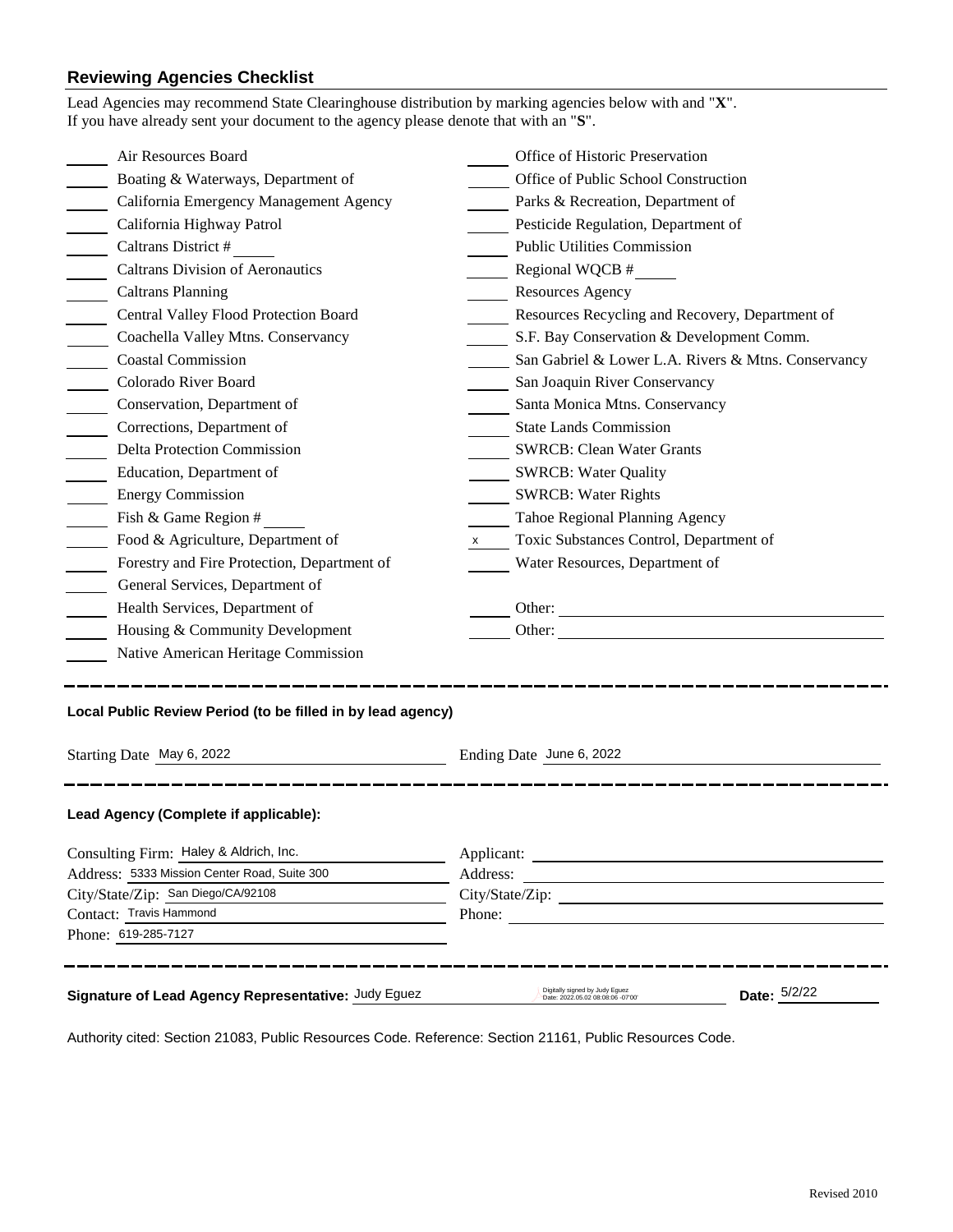## Reviewing Agencies Checklist

Lead Agencies may recommend State Clearinghouse distribution by marking agencies below with and "**X**".
If you have already sent your document to the agency please denote that with an "**S**".

| | | | |
|---|---|---|---|
| ____ | Air Resources Board | ____ | Office of Historic Preservation |
| ____ | Boating & Waterways, Department of | ____ | Office of Public School Construction |
| ____ | California Emergency Management Agency | ____ | Parks & Recreation, Department of |
| ____ | California Highway Patrol | ____ | Pesticide Regulation, Department of |
| ____ | Caltrans District # ____ | ____ | Public Utilities Commission |
| ____ | Caltrans Division of Aeronautics | ____ | Regional WQCB # ____ |
| ____ | Caltrans Planning | ____ | Resources Agency |
| ____ | Central Valley Flood Protection Board | ____ | Resources Recycling and Recovery, Department of |
| ____ | Coachella Valley Mtns. Conservancy | ____ | S.F. Bay Conservation & Development Comm. |
| ____ | Coastal Commission | ____ | San Gabriel & Lower L.A. Rivers & Mtns. Conservancy |
| ____ | Colorado River Board | ____ | San Joaquin River Conservancy |
| ____ | Conservation, Department of | ____ | Santa Monica Mtns. Conservancy |
| ____ | Corrections, Department of | ____ | State Lands Commission |
| ____ | Delta Protection Commission | ____ | SWRCB: Clean Water Grants |
| ____ | Education, Department of | ____ | SWRCB: Water Quality |
| ____ | Energy Commission | ____ | SWRCB: Water Rights |
| ____ | Fish & Game Region # ____ | ____ | Tahoe Regional Planning Agency |
| ____ | Food & Agriculture, Department of | x | Toxic Substances Control, Department of |
| ____ | Forestry and Fire Protection, Department of | ____ | Water Resources, Department of |
| ____ | General Services, Department of | | |
| ____ | Health Services, Department of | ____ | Other: ____ |
| ____ | Housing & Community Development | ____ | Other: ____ |
| ____ | Native American Heritage Commission | | |

---

**Local Public Review Period (to be filled in by lead agency)**

Starting Date May 6, 2022 Ending Date June 6, 2022

---

**Lead Agency (Complete if applicable):**

| | |
|---|---|
| Consulting Firm: Haley & Aldrich, Inc. | Applicant: |
| Address: 5333 Mission Center Road, Suite 300 | Address: |
| City/State/Zip: San Diego/CA/92108 | City/State/Zip: |
| Contact: Travis Hammond | Phone: |
| Phone: 619-285-7127 | |

---

**Signature of Lead Agency Representative:** Judy Eguez Digitally signed by Judy Eguez Date: 2022.05.02 08:08:06 -07'00' **Date:** 5/2/22

Authority cited: Section 21083, Public Resources Code. Reference: Section 21161, Public Resources Code.

Revised 2010